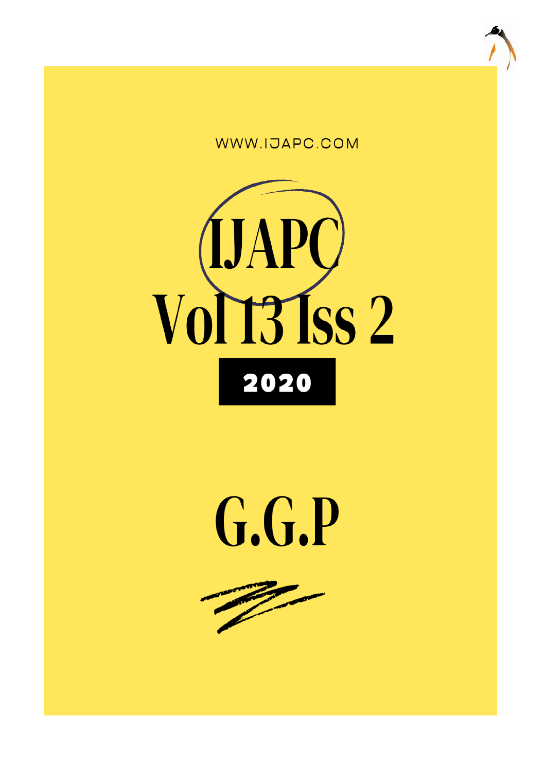WWW.IJAPC.COM

# IJAPC Vol 13 Iss 2

**2020**

# G.G.P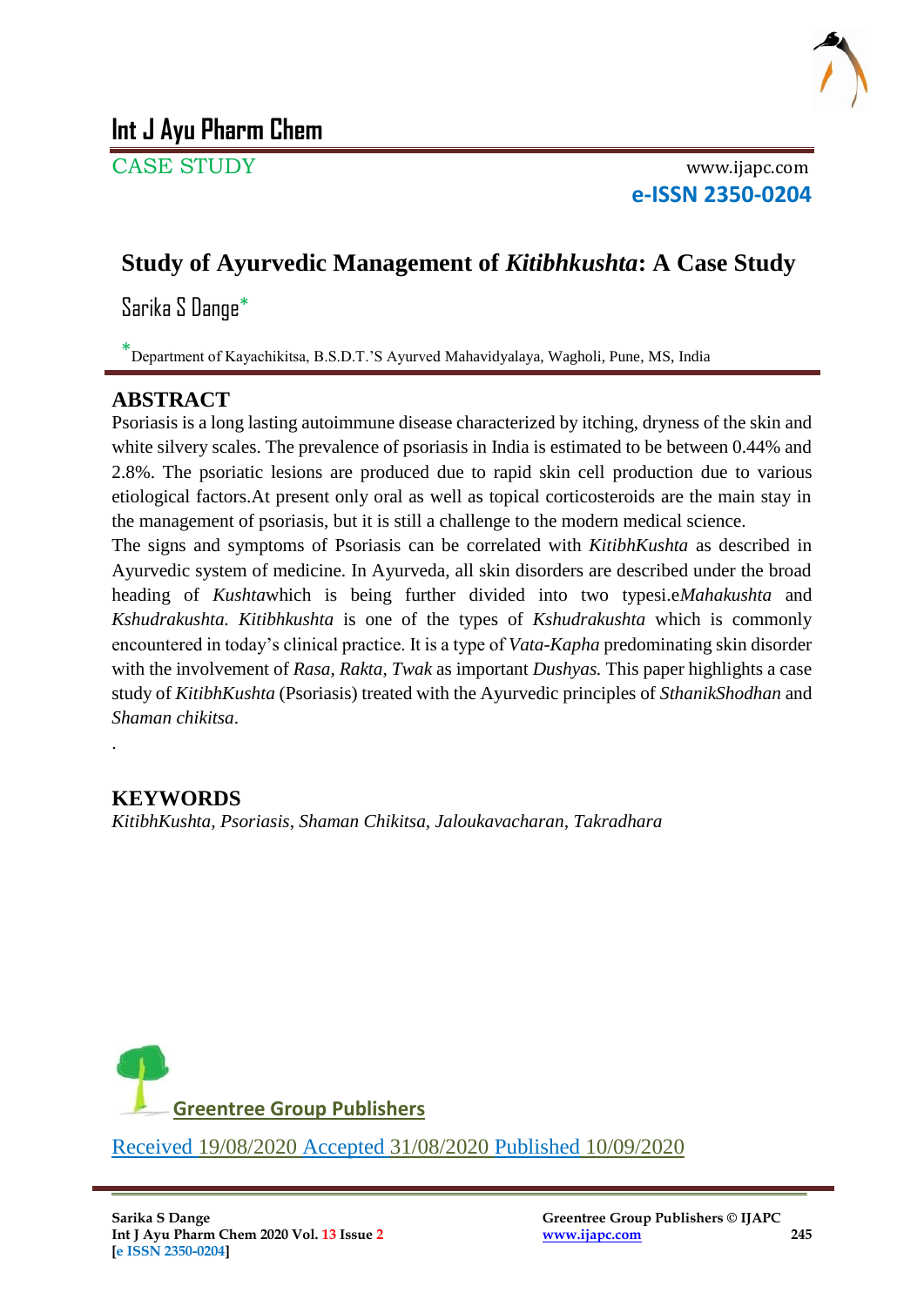# Int J Ayu Pharm Chem

CASE STUDY

www.ijapc.com

**e-ISSN 2350-0204**

## Study of Ayurvedic Management of *Kitibhkushta*: A Case Study

Sarika S Dange*

*Department of Kayachikitsa, B.S.D.T.'S Ayurved Mahavidyalaya, Wagholi, Pune, MS, India

## ABSTRACT

Psoriasis is a long lasting autoimmune disease characterized by itching, dryness of the skin and white silvery scales. The prevalence of psoriasis in India is estimated to be between 0.44% and 2.8%. The psoriatic lesions are produced due to rapid skin cell production due to various etiological factors.At present only oral as well as topical corticosteroids are the main stay in the management of psoriasis, but it is still a challenge to the modern medical science.

The signs and symptoms of Psoriasis can be correlated with *KitibhKushta* as described in Ayurvedic system of medicine. In Ayurveda, all skin disorders are described under the broad heading of *Kushta*which is being further divided into two typesi.e*Mahakushta* and *Kshudrakushta. Kitibhkushta* is one of the types of *Kshudrakushta* which is commonly encountered in today's clinical practice. It is a type of *Vata-Kapha* predominating skin disorder with the involvement of *Rasa, Rakta, Twak* as important *Dushyas.* This paper highlights a case study of *KitibhKushta* (Psoriasis) treated with the Ayurvedic principles of *SthanikShodhan* and *Shaman chikitsa*.

.

## KEYWORDS

*KitibhKushta, Psoriasis, Shaman Chikitsa, Jaloukavacharan, Takradhara*

Greentree Group Publishers

Received 19/08/2020 Accepted 31/08/2020 Published 10/09/2020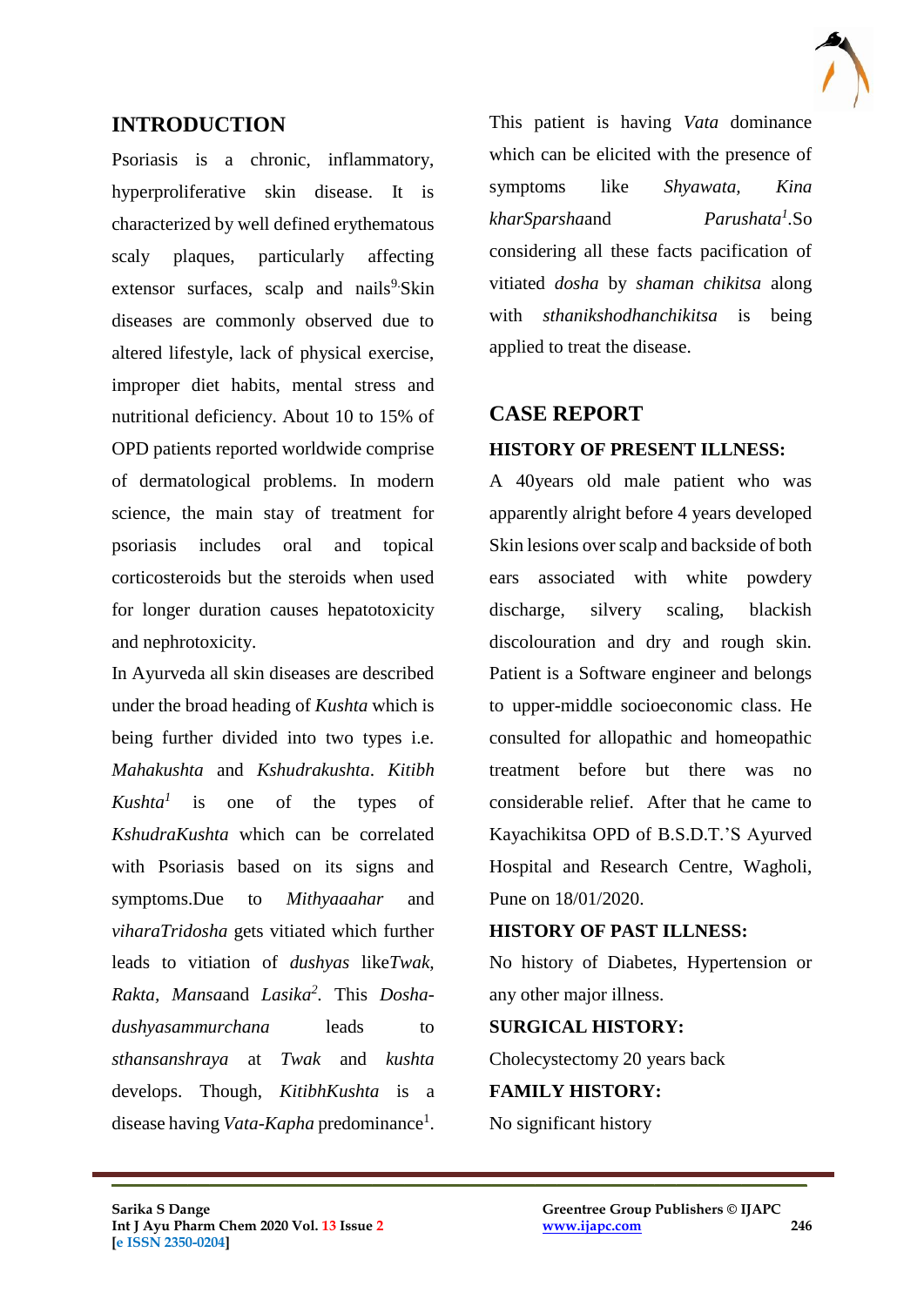## INTRODUCTION

Psoriasis is a chronic, inflammatory, hyperproliferative skin disease. It is characterized by well defined erythematous scaly plaques, particularly affecting extensor surfaces, scalp and nails[9].Skin diseases are commonly observed due to altered lifestyle, lack of physical exercise, improper diet habits, mental stress and nutritional deficiency. About 10 to 15% of OPD patients reported worldwide comprise of dermatological problems. In modern science, the main stay of treatment for psoriasis includes oral and topical corticosteroids but the steroids when used for longer duration causes hepatotoxicity and nephrotoxicity.

In Ayurveda all skin diseases are described under the broad heading of *Kushta* which is being further divided into two types i.e. *Mahakushta* and *Kshudrakushta*. *Kitibh Kushta*[1] is one of the types of *KshudraKushta* which can be correlated with Psoriasis based on its signs and symptoms.Due to *Mithyaaahar* and *viharaTridosha* gets vitiated which further leads to vitiation of *dushyas* like*Twak, Rakta*, *Mansa*and *Lasika*[2]. This *Dosha-dushyasammurchana* leads to *sthansanshraya* at *Twak* and *kushta* develops. Though, *KitibhKushta* is a disease having *Vata-Kapha* predominance[1].

This patient is having *Vata* dominance which can be elicited with the presence of symptoms like *Shyawata, Kina kharSparsha*and *Parushata*[1].So considering all these facts pacification of vitiated *dosha* by *shaman chikitsa* along with *sthanikshodhanchikitsa* is being applied to treat the disease.

## CASE REPORT

### HISTORY OF PRESENT ILLNESS:

A 40years old male patient who was apparently alright before 4 years developed Skin lesions over scalp and backside of both ears associated with white powdery discharge, silvery scaling, blackish discolouration and dry and rough skin. Patient is a Software engineer and belongs to upper-middle socioeconomic class. He consulted for allopathic and homeopathic treatment before but there was no considerable relief. After that he came to Kayachikitsa OPD of B.S.D.T.'S Ayurved Hospital and Research Centre, Wagholi, Pune on 18/01/2020.

### HISTORY OF PAST ILLNESS:

No history of Diabetes, Hypertension or any other major illness.

### SURGICAL HISTORY:

Cholecystectomy 20 years back

### FAMILY HISTORY:

No significant history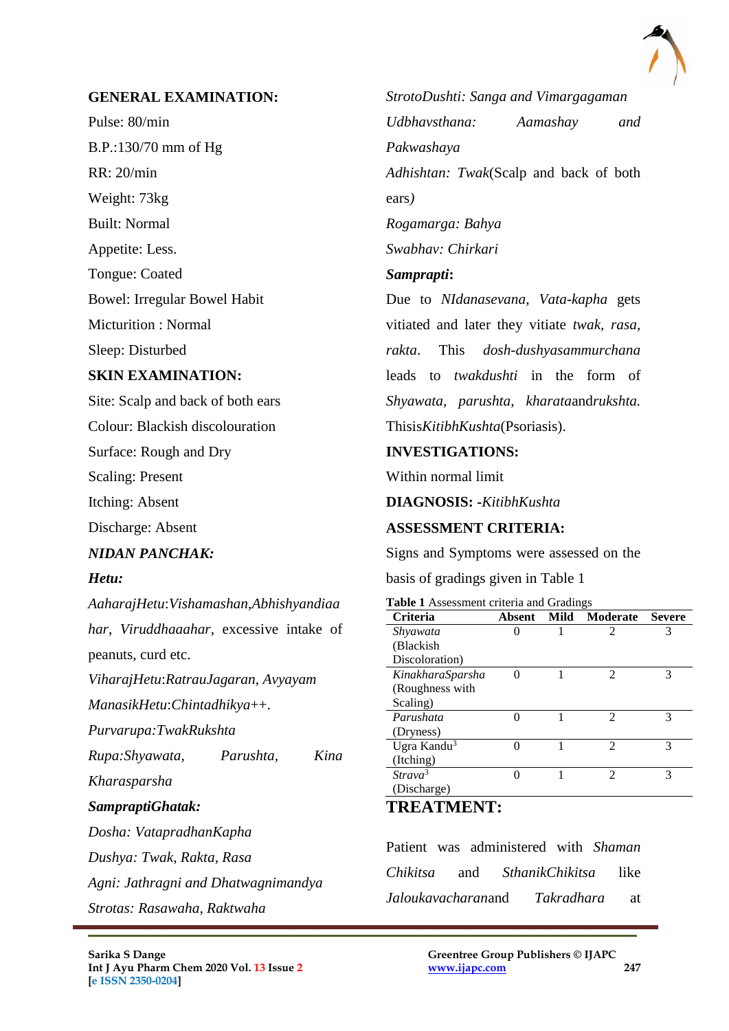**GENERAL EXAMINATION:**

Pulse: 80/min

B.P.:130/70 mm of Hg

RR: 20/min

Weight: 73kg

Built: Normal

Appetite: Less.

Tongue: Coated

Bowel: Irregular Bowel Habit

Micturition : Normal

Sleep: Disturbed

**SKIN EXAMINATION:**

Site: Scalp and back of both ears

Colour: Blackish discolouration

Surface: Rough and Dry

Scaling: Present

Itching: Absent

Discharge: Absent

***NIDAN PANCHAK:***

***Hetu:***

*AaharajHetu*:*Vishamashan,Abhishyandiaahar*, *Viruddhaaahar*, excessive intake of peanuts, curd etc.

*ViharajHetu*:*RatrauJagaran*, *Avyayam*

*ManasikHetu*:*Chintadhikya++.*

*Purvarupa:TwakRukshta*

*Rupa:Shyawata*, *Parushta*, *Kina Kharasparsha*

***SampraptiGhatak:***

*Dosha: VatapradhanKapha*

*Dushya: Twak, Rakta, Rasa*

*Agni: Jathragni and Dhatwagnimandya*

*Strotas: Rasawaha, Raktwaha*

*StrotoDushti: Sanga and Vimargagaman*

*Udbhavsthana: Aamashay and Pakwashaya*

*Adhishtan: Twak*(Scalp and back of both ears*)*

*Rogamarga: Bahya*

*Swabhav: Chirkari*

***Samprapti*:**

Due to *NIdanasevana*, *Vata-kapha* gets vitiated and later they vitiate *twak, rasa, rakta*. This *dosh-dushyasammurchana* leads to *twakdushti* in the form of *Shyawata, parushta, kharata*and*rukshta.* Thisis*KitibhKushta*(Psoriasis).

**INVESTIGATIONS:**

Within normal limit

**DIAGNOSIS:** -*KitibhKushta*

**ASSESSMENT CRITERIA:**

Signs and Symptoms were assessed on the basis of gradings given in Table 1

**Table 1** Assessment criteria and Gradings

| Criteria | Absent | Mild | Moderate | Severe |
|---|---|---|---|---|
| *Shyawata* (Blackish Discoloration) | 0 | 1 | 2 | 3 |
| *KinakharaSparsha* (Roughness with Scaling) | 0 | 1 | 2 | 3 |
| *Parushata* (Dryness) | 0 | 1 | 2 | 3 |
| Ugra Kandu[3] (Itching) | 0 | 1 | 2 | 3 |
| *Strava*[3] (Discharge) | 0 | 1 | 2 | 3 |

## TREATMENT:

Patient was administered with *Shaman Chikitsa* and *SthanikChikitsa* like *Jaloukavacharan*and *Takradhara* at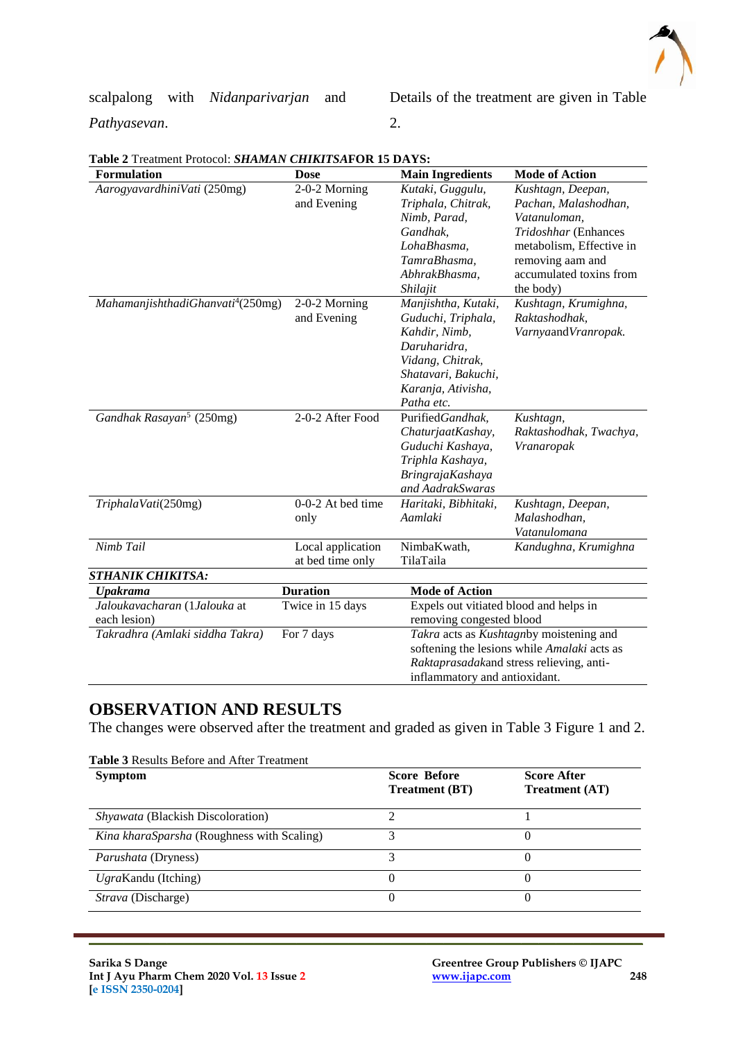scalpalong with *Nidanparivarjan* and *Pathyasevan*. Details of the treatment are given in Table 2.

**Table 2** Treatment Protocol: ***SHAMAN CHIKITSA*****FOR 15 DAYS:**

| Formulation | Dose | Main Ingredients | Mode of Action |
|---|---|---|---|
| *AarogyavardhiniVati* (250mg) | 2-0-2 Morning and Evening | *Kutaki, Guggulu, Triphala, Chitrak, Nimb, Parad, Gandhak, LohaBhasma, TamraBhasma, AbhrakBhasma, Shilajit* | *Kushtagn, Deepan, Pachan, Malashodhan, Vatanuloman, Tridoshhar* (Enhances metabolism, Effective in removing aam and accumulated toxins from the body) |
| *MahamanjishthadiGhanvati*[4](250mg) | 2-0-2 Morning and Evening | *Manjishtha, Kutaki, Guduchi, Triphala, Kahdir, Nimb, Daruharidra, Vidang, Chitrak, Shatavari, Bakuchi, Karanja, Ativisha, Patha etc.* | *Kushtagn, Krumighna, Raktashodhak, Varnya*and*Vranropak.* |
| *Gandhak Rasayan*[5] (250mg) | 2-0-2 After Food | Purified*Gandhak, ChaturjaatKashay, Guduchi Kashaya, Triphla Kashaya, BringrajaKashaya and AadrakSwaras* | *Kushtagn, Raktashodhak, Twachya, Vranaropak* |
| *TriphalaVati*(250mg) | 0-0-2 At bed time only | *Haritaki, Bibhitaki, Aamlaki* | *Kushtagn, Deepan, Malashodhan, Vatanulomana* |
| *Nimb Tail* | Local application at bed time only | NimbaKwath, TilaTaila | *Kandughna, Krumighna* |

***STHANIK CHIKITSA:***

| *Upakrama* | Duration | Mode of Action |
|---|---|---|
| *Jaloukavacharan* (1*Jalouka* at each lesion) | Twice in 15 days | Expels out vitiated blood and helps in removing congested blood |
| *Takradhra (Amlaki siddha Takra)* | For 7 days | *Takra* acts as *Kushtagn*by moistening and softening the lesions while *Amalaki* acts as *Raktaprasadak*and stress relieving, anti-inflammatory and antioxidant. |

## OBSERVATION AND RESULTS

The changes were observed after the treatment and graded as given in Table 3 Figure 1 and 2.

**Table 3** Results Before and After Treatment

| Symptom | Score Before Treatment (BT) | Score After Treatment (AT) |
|---|---|---|
| *Shyawata* (Blackish Discoloration) | 2 | 1 |
| *Kina kharaSparsha* (Roughness with Scaling) | 3 | 0 |
| *Parushata* (Dryness) | 3 | 0 |
| *Ugra*Kandu (Itching) | 0 | 0 |
| *Strava* (Discharge) | 0 | 0 |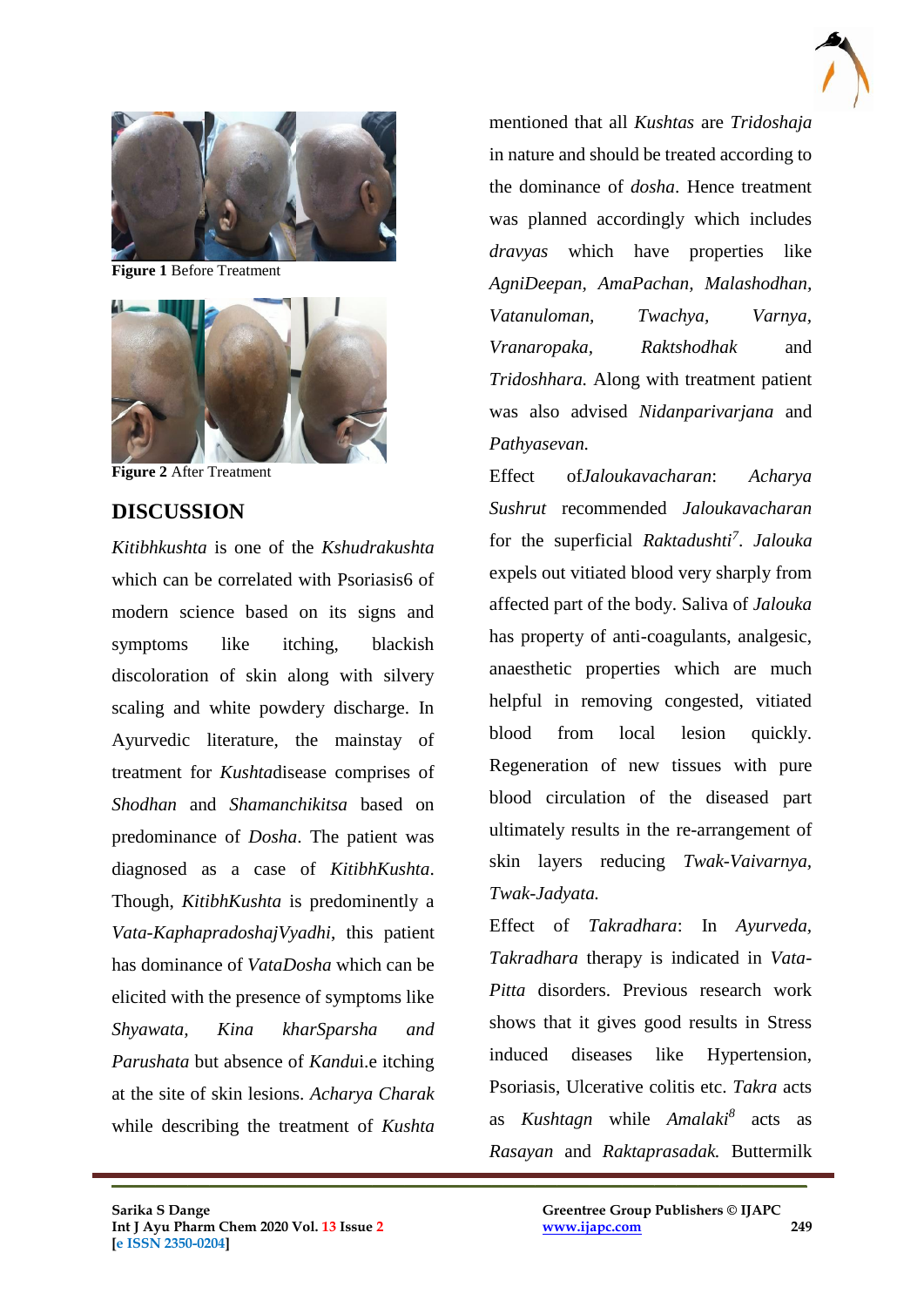**Figure 1** Before Treatment

**Figure 2** After Treatment

## DISCUSSION

*Kitibhkushta* is one of the *Kshudrakushta* which can be correlated with Psoriasis6 of modern science based on its signs and symptoms like itching, blackish discoloration of skin along with silvery scaling and white powdery discharge. In Ayurvedic literature, the mainstay of treatment for *Kushta*disease comprises of *Shodhan* and *Shamanchikitsa* based on predominance of *Dosha*. The patient was diagnosed as a case of *KitibhKushta*. Though, *KitibhKushta* is predominently a *Vata-KaphapradoshajVyadhi*, this patient has dominance of *VataDosha* which can be elicited with the presence of symptoms like *Shyawata, Kina kharSparsha and Parushata* but absence of *Kandu*i.e itching at the site of skin lesions. *Acharya Charak* while describing the treatment of *Kushta* mentioned that all *Kushtas* are *Tridoshaja* in nature and should be treated according to the dominance of *dosha*. Hence treatment was planned accordingly which includes *dravyas* which have properties like *AgniDeepan, AmaPachan, Malashodhan, Vatanuloman, Twachya, Varnya, Vranaropaka, Raktshodhak* and *Tridoshhara.* Along with treatment patient was also advised *Nidanparivarjana* and *Pathyasevan.*

Effect of*Jaloukavacharan*: *Acharya Sushrut* recommended *Jaloukavacharan* for the superficial *Raktadushti*[7]. *Jalouka* expels out vitiated blood very sharply from affected part of the body. Saliva of *Jalouka* has property of anti-coagulants, analgesic, anaesthetic properties which are much helpful in removing congested, vitiated blood from local lesion quickly. Regeneration of new tissues with pure blood circulation of the diseased part ultimately results in the re-arrangement of skin layers reducing *Twak-Vaivarnya, Twak-Jadyata.*

Effect of *Takradhara*: In *Ayurveda, Takradhara* therapy is indicated in *Vata-Pitta* disorders. Previous research work shows that it gives good results in Stress induced diseases like Hypertension, Psoriasis, Ulcerative colitis etc. *Takra* acts as *Kushtagn* while *Amalaki*[8] acts as *Rasayan* and *Raktaprasadak.* Buttermilk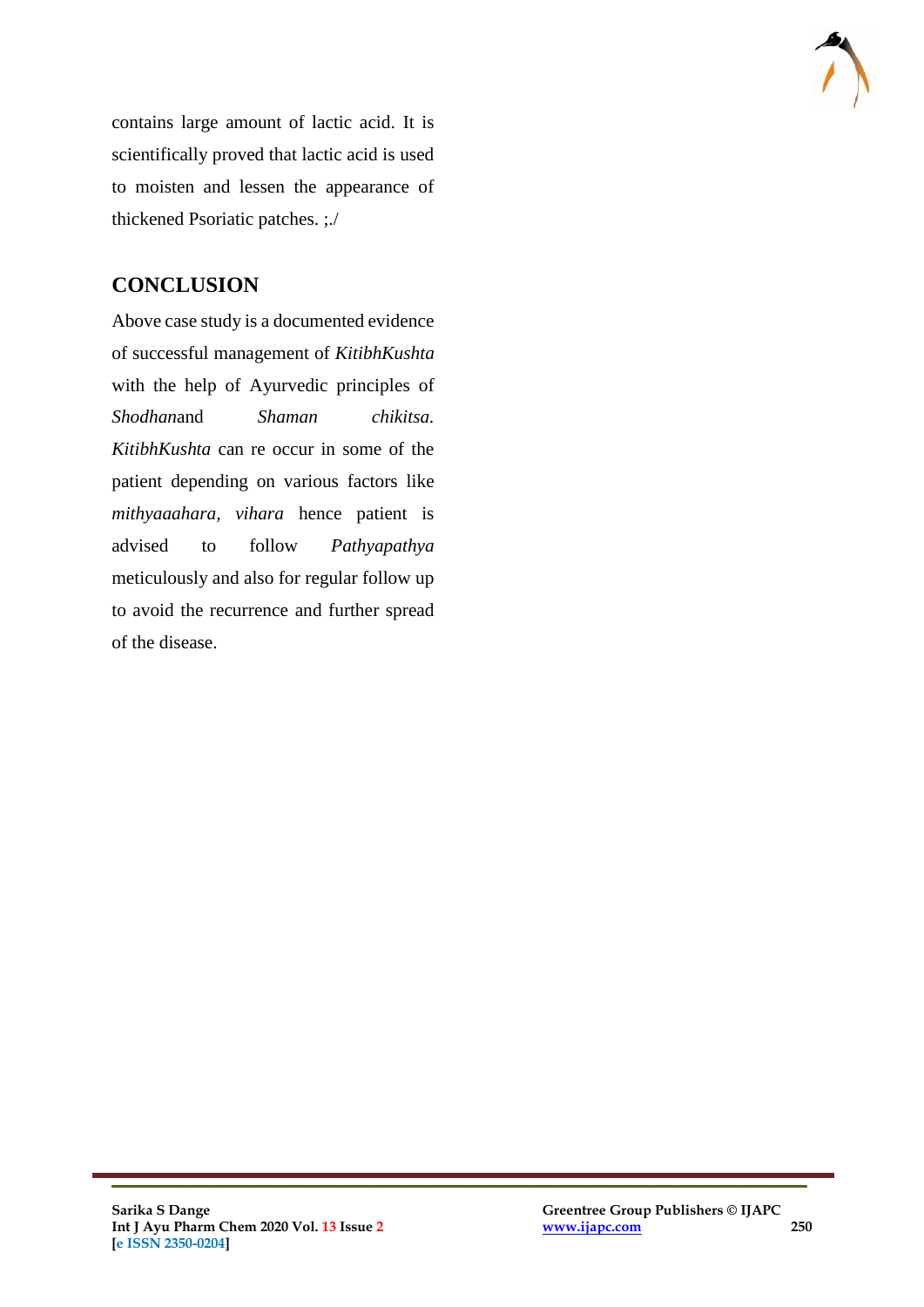contains large amount of lactic acid. It is scientifically proved that lactic acid is used to moisten and lessen the appearance of thickened Psoriatic patches. ;./

## CONCLUSION

Above case study is a documented evidence of successful management of *KitibhKushta* with the help of Ayurvedic principles of *Shodhan*and *Shaman chikitsa*. *KitibhKushta* can re occur in some of the patient depending on various factors like *mithyaaahara, vihara* hence patient is advised to follow *Pathyapathya* meticulously and also for regular follow up to avoid the recurrence and further spread of the disease.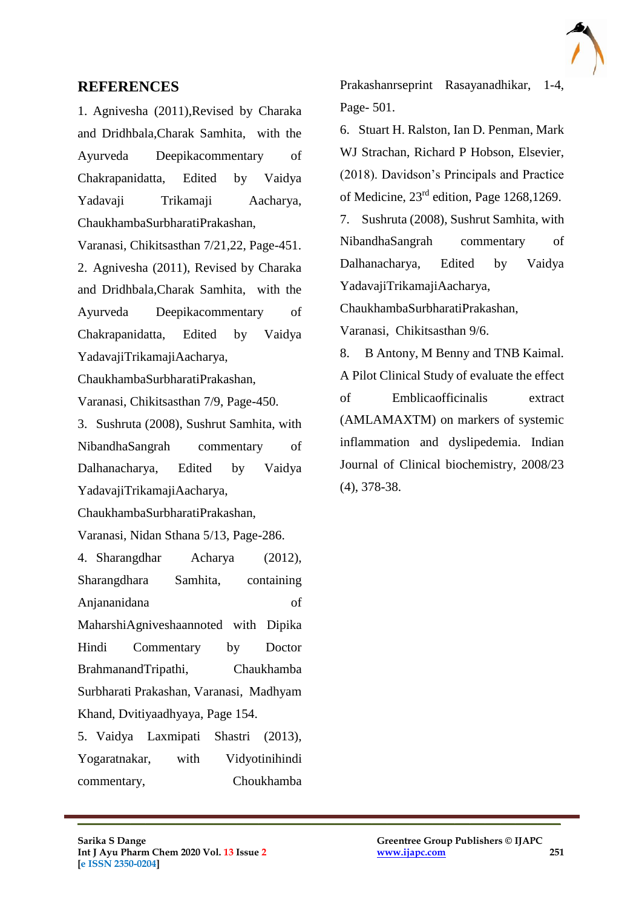## REFERENCES

1. Agnivesha (2011),Revised by Charaka and Dridhbala,Charak Samhita, with the Ayurveda Deepikacommentary of Chakrapanidatta, Edited by Vaidya Yadavaji Trikamaji Aacharya, ChaukhambaSurbharatiPrakashan, Varanasi, Chikitsasthan 7/21,22, Page-451.
2. Agnivesha (2011), Revised by Charaka and Dridhbala,Charak Samhita, with the Ayurveda Deepikacommentary of Chakrapanidatta, Edited by Vaidya YadavajiTrikamajiAacharya, ChaukhambaSurbharatiPrakashan, Varanasi, Chikitsasthan 7/9, Page-450.
3. Sushruta (2008), Sushrut Samhita, with NibandhaSangrah commentary of Dalhanacharya, Edited by Vaidya YadavajiTrikamajiAacharya, ChaukhambaSurbharatiPrakashan, Varanasi, Nidan Sthana 5/13, Page-286.
4. Sharangdhar Acharya (2012), Sharangdhara Samhita, containing Anjananidana of MaharshiAgniveshaannoted with Dipika Hindi Commentary by Doctor BrahmanandTripathi, Chaukhamba Surbharati Prakashan, Varanasi, Madhyam Khand, Dvitiyaadhyaya, Page 154.
5. Vaidya Laxmipati Shastri (2013), Yogaratnakar, with Vidyotinihindi commentary, Choukhamba Prakashanrseprint Rasayanadhikar, 1-4, Page- 501.
6. Stuart H. Ralston, Ian D. Penman, Mark WJ Strachan, Richard P Hobson, Elsevier, (2018). Davidson's Principals and Practice of Medicine, 23rd edition, Page 1268,1269.
7. Sushruta (2008), Sushrut Samhita, with NibandhaSangrah commentary of Dalhanacharya, Edited by Vaidya YadavajiTrikamajiAacharya, ChaukhambaSurbharatiPrakashan, Varanasi, Chikitsasthan 9/6.
8. B Antony, M Benny and TNB Kaimal. A Pilot Clinical Study of evaluate the effect of Emblicaofficinalis extract (AMLAMAXTM) on markers of systemic inflammation and dyslipedemia. Indian Journal of Clinical biochemistry, 2008/23 (4), 378-38.